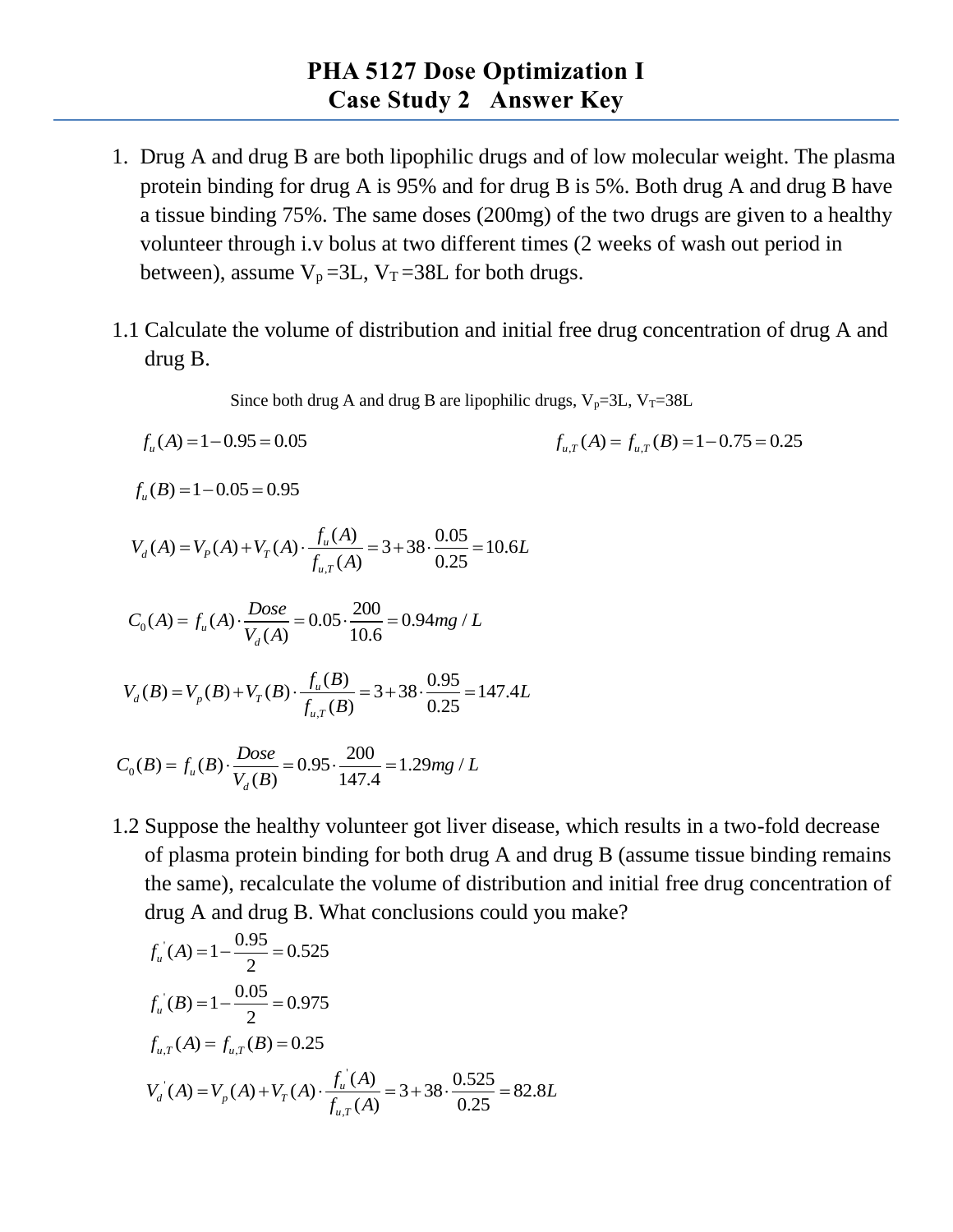# PHA 5127 Dose Optimization I
# Case Study 2 Answer Key

1. Drug A and drug B are both lipophilic drugs and of low molecular weight. The plasma protein binding for drug A is 95% and for drug B is 5%. Both drug A and drug B have a tissue binding 75%. The same doses (200mg) of the two drugs are given to a healthy volunteer through i.v bolus at two different times (2 weeks of wash out period in between), assume $V_p$ =3L, $V_T$ =38L for both drugs.

1.1 Calculate the volume of distribution and initial free drug concentration of drug A and drug B.

Since both drug A and drug B are lipophilic drugs, $V_p$=3L, $V_T$=38L

$$f_u(A) = 1 - 0.95 = 0.05$$

$$f_{u,T}(A) = f_{u,T}(B) = 1 - 0.75 = 0.25$$

$$f_u(B) = 1 - 0.05 = 0.95$$

$$V_d(A) = V_P(A) + V_T(A) \cdot \frac{f_u(A)}{f_{u,T}(A)} = 3 + 38 \cdot \frac{0.05}{0.25} = 10.6L$$

$$C_0(A) = f_u(A) \cdot \frac{Dose}{V_d(A)} = 0.05 \cdot \frac{200}{10.6} = 0.94 mg/L$$

$$V_d(B) = V_p(B) + V_T(B) \cdot \frac{f_u(B)}{f_{u,T}(B)} = 3 + 38 \cdot \frac{0.95}{0.25} = 147.4L$$

$$C_0(B) = f_u(B) \cdot \frac{Dose}{V_d(B)} = 0.95 \cdot \frac{200}{147.4} = 1.29 mg/L$$

1.2 Suppose the healthy volunteer got liver disease, which results in a two-fold decrease of plasma protein binding for both drug A and drug B (assume tissue binding remains the same), recalculate the volume of distribution and initial free drug concentration of drug A and drug B. What conclusions could you make?

$$f_u^{'}(A) = 1 - \frac{0.95}{2} = 0.525$$

$$f_u^{'}(B) = 1 - \frac{0.05}{2} = 0.975$$

$$f_{u,T}(A) = f_{u,T}(B) = 0.25$$

$$V_d^{'}(A) = V_p(A) + V_T(A) \cdot \frac{f_u^{'}(A)}{f_{u,T}(A)} = 3 + 38 \cdot \frac{0.525}{0.25} = 82.8L$$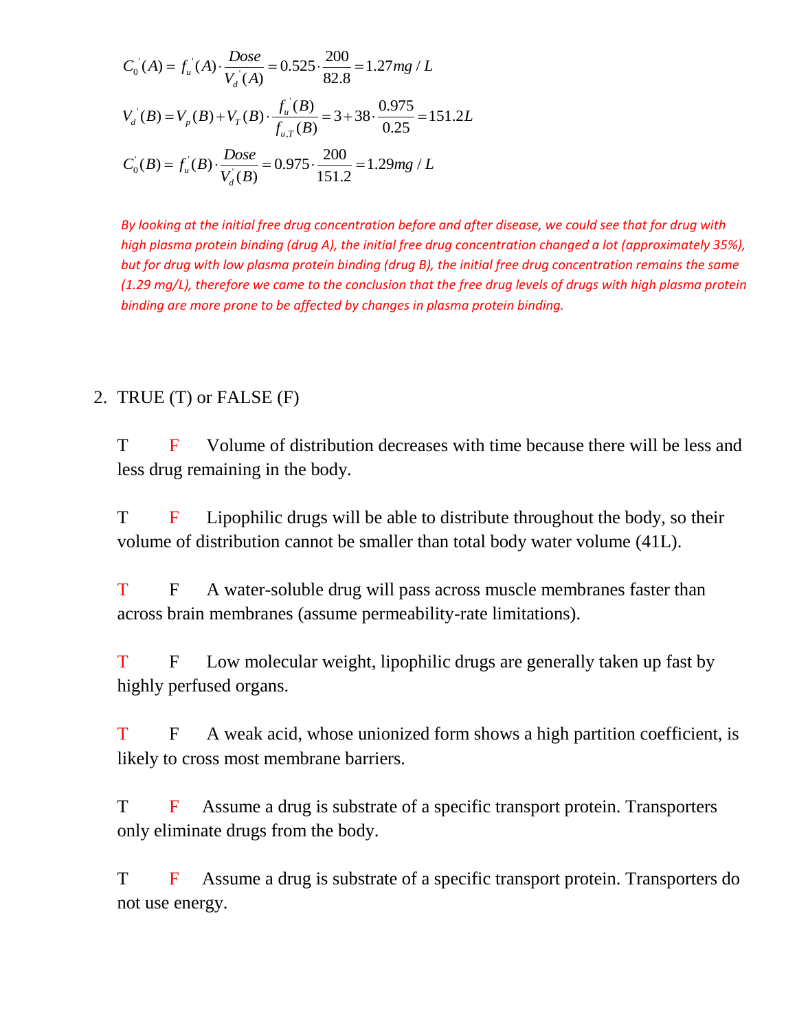$$C_0'(A) = f_u'(A) \cdot \frac{Dose}{V_d'(A)} = 0.525 \cdot \frac{200}{82.8} = 1.27 mg/L$$

$$V_d'(B) = V_p(B) + V_T(B) \cdot \frac{f_u'(B)}{f_{u,T}(B)} = 3 + 38 \cdot \frac{0.975}{0.25} = 151.2L$$

$$C_0'(B) = f_u'(B) \cdot \frac{Dose}{V_d'(B)} = 0.975 \cdot \frac{200}{151.2} = 1.29 mg/L$$

*By looking at the initial free drug concentration before and after disease, we could see that for drug with high plasma protein binding (drug A), the initial free drug concentration changed a lot (approximately 35%), but for drug with low plasma protein binding (drug B), the initial free drug concentration remains the same (1.29 mg/L), therefore we came to the conclusion that the free drug levels of drugs with high plasma protein binding are more prone to be affected by changes in plasma protein binding.*

2. TRUE (T) or FALSE (F)

   T F Volume of distribution decreases with time because there will be less and less drug remaining in the body. **(Answer: F)**

   T F Lipophilic drugs will be able to distribute throughout the body, so their volume of distribution cannot be smaller than total body water volume (41L). **(Answer: F)**

   T F A water-soluble drug will pass across muscle membranes faster than across brain membranes (assume permeability-rate limitations). **(Answer: T)**

   T F Low molecular weight, lipophilic drugs are generally taken up fast by highly perfused organs. **(Answer: T)**

   T F A weak acid, whose unionized form shows a high partition coefficient, is likely to cross most membrane barriers. **(Answer: T)**

   T F Assume a drug is substrate of a specific transport protein. Transporters only eliminate drugs from the body. **(Answer: F)**

   T F Assume a drug is substrate of a specific transport protein. Transporters do not use energy. **(Answer: F)**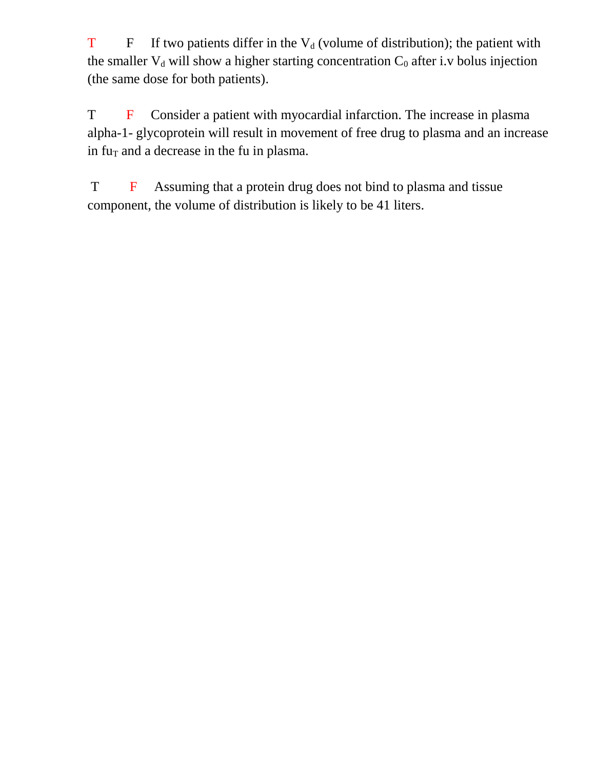T F If two patients differ in the $V_d$ (volume of distribution); the patient with the smaller $V_d$ will show a higher starting concentration $C_0$ after i.v bolus injection (the same dose for both patients).

T F Consider a patient with myocardial infarction. The increase in plasma alpha-1- glycoprotein will result in movement of free drug to plasma and an increase in $fu_T$ and a decrease in the fu in plasma.

T F Assuming that a protein drug does not bind to plasma and tissue component, the volume of distribution is likely to be 41 liters.